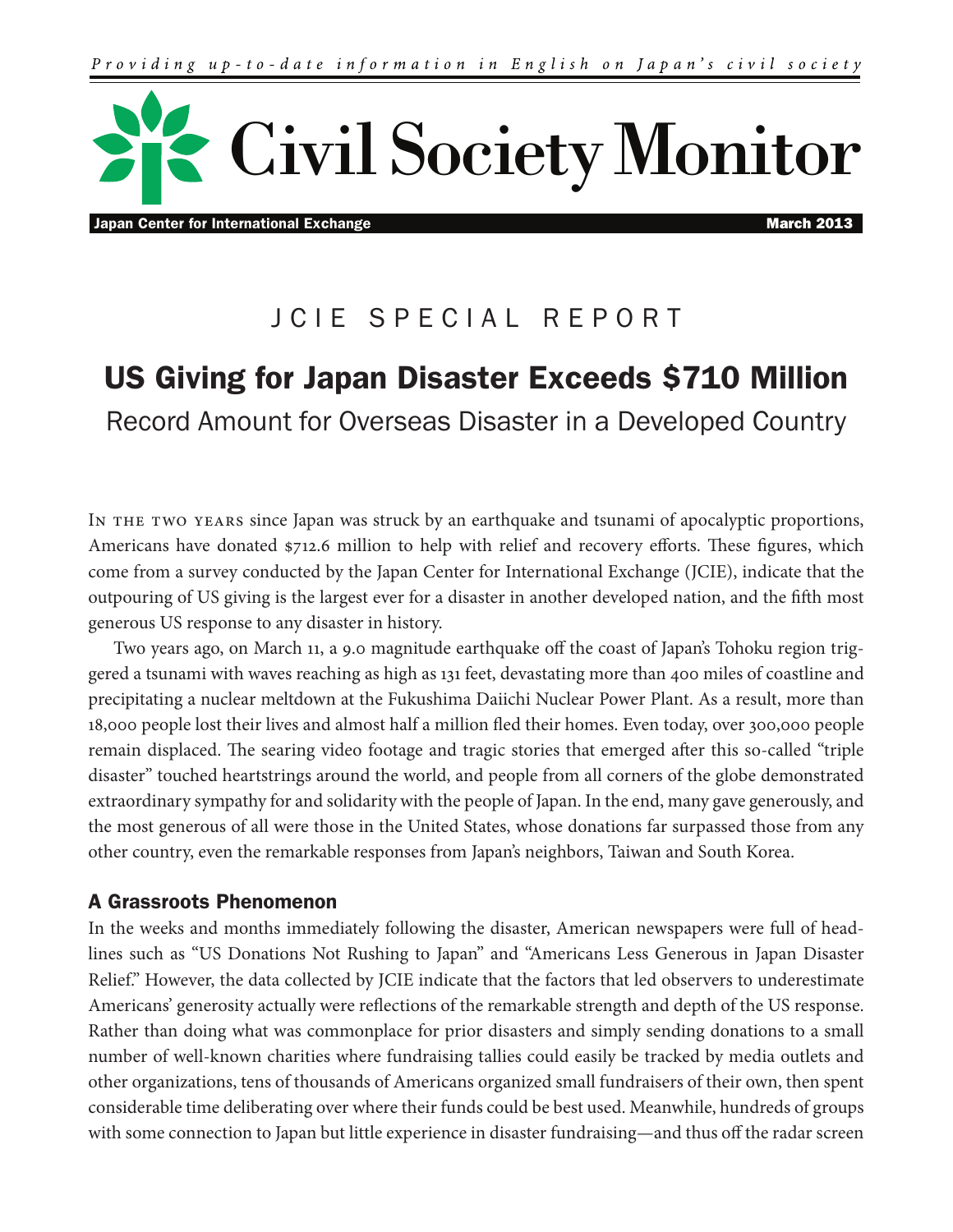*Providing up-to-date information in English on Japan's civil society*

# Civil Society Monitor

**Japan Center for International Exchange** **March 2013**

JCIE SPECIAL REPORT

## US Giving for Japan Disaster Exceeds $710 Million

Record Amount for Overseas Disaster in a Developed Country

In the two years since Japan was struck by an earthquake and tsunami of apocalyptic proportions, Americans have donated $712.6 million to help with relief and recovery efforts. These figures, which come from a survey conducted by the Japan Center for International Exchange (JCIE), indicate that the outpouring of US giving is the largest ever for a disaster in another developed nation, and the fifth most generous US response to any disaster in history.

Two years ago, on March 11, a 9.0 magnitude earthquake off the coast of Japan's Tohoku region triggered a tsunami with waves reaching as high as 131 feet, devastating more than 400 miles of coastline and precipitating a nuclear meltdown at the Fukushima Daiichi Nuclear Power Plant. As a result, more than 18,000 people lost their lives and almost half a million fled their homes. Even today, over 300,000 people remain displaced. The searing video footage and tragic stories that emerged after this so-called "triple disaster" touched heartstrings around the world, and people from all corners of the globe demonstrated extraordinary sympathy for and solidarity with the people of Japan. In the end, many gave generously, and the most generous of all were those in the United States, whose donations far surpassed those from any other country, even the remarkable responses from Japan's neighbors, Taiwan and South Korea.

### A Grassroots Phenomenon

In the weeks and months immediately following the disaster, American newspapers were full of headlines such as "US Donations Not Rushing to Japan" and "Americans Less Generous in Japan Disaster Relief." However, the data collected by JCIE indicate that the factors that led observers to underestimate Americans' generosity actually were reflections of the remarkable strength and depth of the US response. Rather than doing what was commonplace for prior disasters and simply sending donations to a small number of well-known charities where fundraising tallies could easily be tracked by media outlets and other organizations, tens of thousands of Americans organized small fundraisers of their own, then spent considerable time deliberating over where their funds could be best used. Meanwhile, hundreds of groups with some connection to Japan but little experience in disaster fundraising—and thus off the radar screen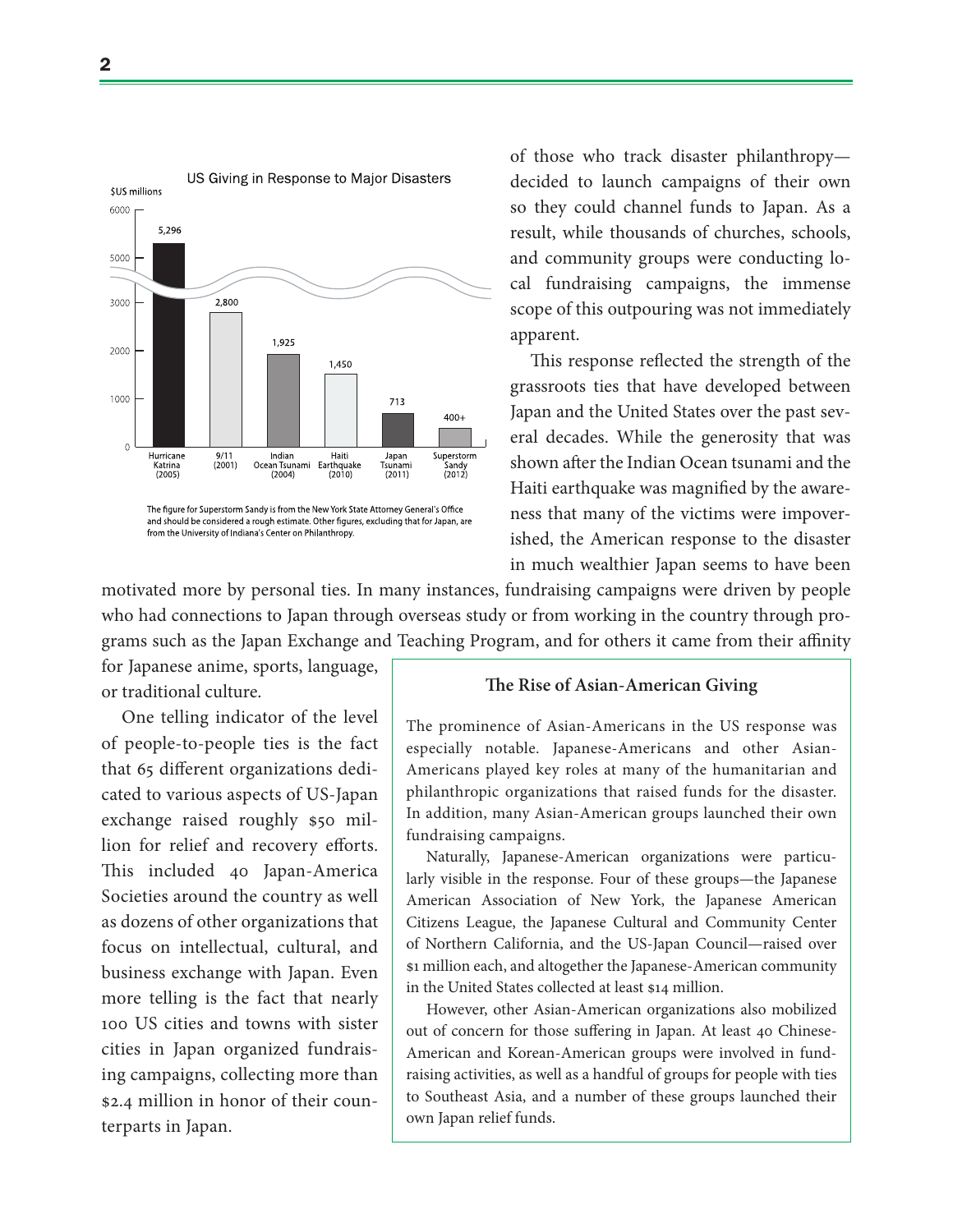US Giving in Response to Major Disasters

| Disaster | $US millions |
|---|---|
| Hurricane Katrina (2005) | 5,296 |
| 9/11 (2001) | 2,800 |
| Indian Ocean Tsunami (2004) | 1,925 |
| Haiti Earthquake (2010) | 1,450 |
| Japan Tsunami (2011) | 713 |
| Superstorm Sandy (2012) | 400+ |

The figure for Superstorm Sandy is from the New York State Attorney General's Office and should be considered a rough estimate. Other figures, excluding that for Japan, are from the University of Indiana's Center on Philanthropy.

of those who track disaster philanthropy—decided to launch campaigns of their own so they could channel funds to Japan. As a result, while thousands of churches, schools, and community groups were conducting local fundraising campaigns, the immense scope of this outpouring was not immediately apparent.

This response reflected the strength of the grassroots ties that have developed between Japan and the United States over the past several decades. While the generosity that was shown after the Indian Ocean tsunami and the Haiti earthquake was magnified by the awareness that many of the victims were impoverished, the American response to the disaster in much wealthier Japan seems to have been motivated more by personal ties. In many instances, fundraising campaigns were driven by people who had connections to Japan through overseas study or from working in the country through programs such as the Japan Exchange and Teaching Program, and for others it came from their affinity for Japanese anime, sports, language, or traditional culture.

One telling indicator of the level of people-to-people ties is the fact that 65 different organizations dedicated to various aspects of US-Japan exchange raised roughly $50 million for relief and recovery efforts. This included 40 Japan-America Societies around the country as well as dozens of other organizations that focus on intellectual, cultural, and business exchange with Japan. Even more telling is the fact that nearly 100 US cities and towns with sister cities in Japan organized fundraising campaigns, collecting more than $2.4 million in honor of their counterparts in Japan.

### The Rise of Asian-American Giving

The prominence of Asian-Americans in the US response was especially notable. Japanese-Americans and other Asian-Americans played key roles at many of the humanitarian and philanthropic organizations that raised funds for the disaster. In addition, many Asian-American groups launched their own fundraising campaigns.

Naturally, Japanese-American organizations were particularly visible in the response. Four of these groups—the Japanese American Association of New York, the Japanese American Citizens League, the Japanese Cultural and Community Center of Northern California, and the US-Japan Council—raised over $1 million each, and altogether the Japanese-American community in the United States collected at least $14 million.

However, other Asian-American organizations also mobilized out of concern for those suffering in Japan. At least 40 Chinese-American and Korean-American groups were involved in fundraising activities, as well as a handful of groups for people with ties to Southeast Asia, and a number of these groups launched their own Japan relief funds.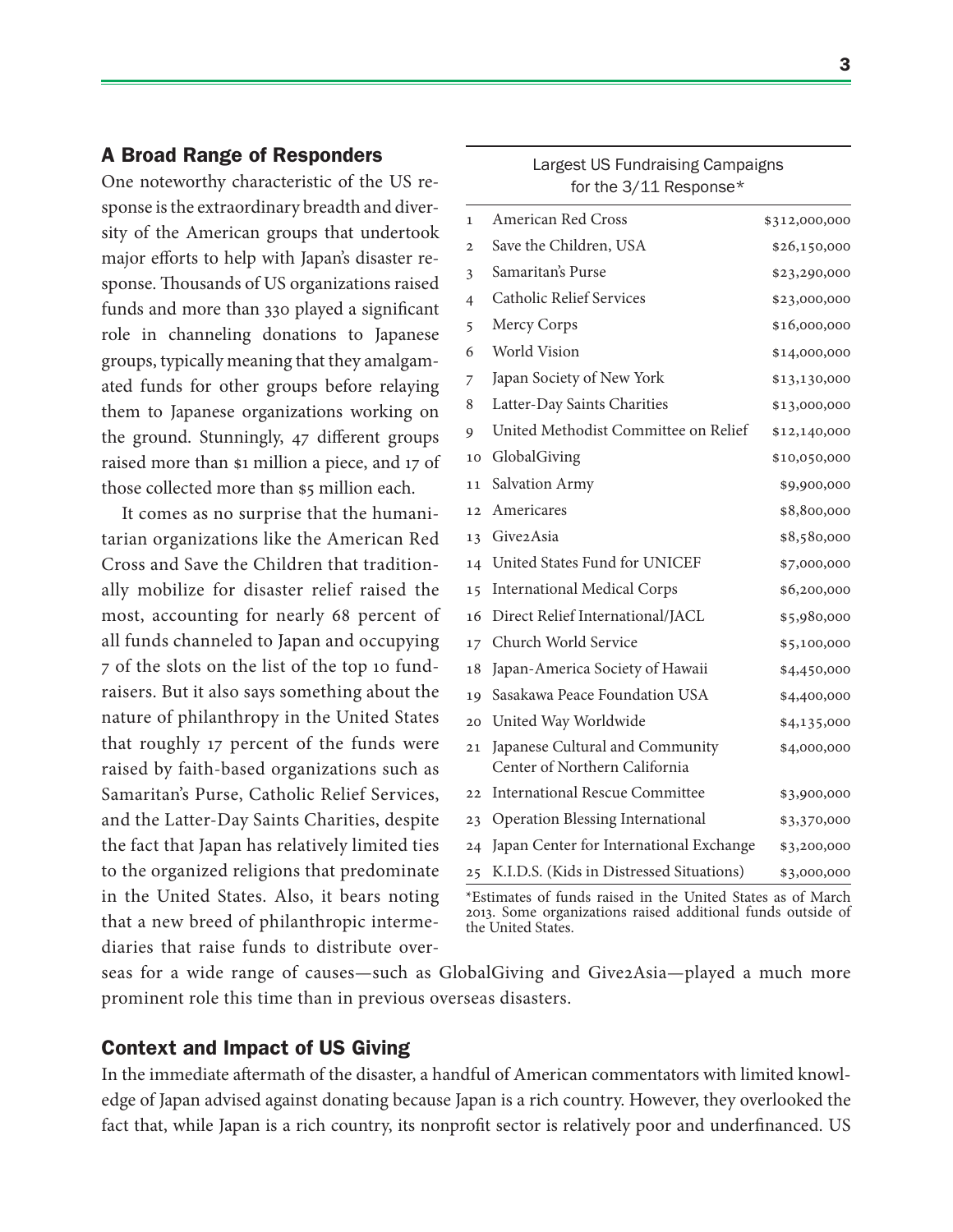## A Broad Range of Responders

One noteworthy characteristic of the US response is the extraordinary breadth and diversity of the American groups that undertook major efforts to help with Japan's disaster response. Thousands of US organizations raised funds and more than 330 played a significant role in channeling donations to Japanese groups, typically meaning that they amalgamated funds for other groups before relaying them to Japanese organizations working on the ground. Stunningly, 47 different groups raised more than $1 million a piece, and 17 of those collected more than $5 million each.

It comes as no surprise that the humanitarian organizations like the American Red Cross and Save the Children that traditionally mobilize for disaster relief raised the most, accounting for nearly 68 percent of all funds channeled to Japan and occupying 7 of the slots on the list of the top 10 fundraisers. But it also says something about the nature of philanthropy in the United States that roughly 17 percent of the funds were raised by faith-based organizations such as Samaritan's Purse, Catholic Relief Services, and the Latter-Day Saints Charities, despite the fact that Japan has relatively limited ties to the organized religions that predominate in the United States. Also, it bears noting that a new breed of philanthropic intermediaries that raise funds to distribute overseas for a wide range of causes—such as GlobalGiving and Give2Asia—played a much more prominent role this time than in previous overseas disasters.

Largest US Fundraising Campaigns for the 3/11 Response*

| | Organization | Amount |
|---|---|---|
| 1 | American Red Cross | $312,000,000 |
| 2 | Save the Children, USA | $26,150,000 |
| 3 | Samaritan's Purse | $23,290,000 |
| 4 | Catholic Relief Services | $23,000,000 |
| 5 | Mercy Corps | $16,000,000 |
| 6 | World Vision | $14,000,000 |
| 7 | Japan Society of New York | $13,130,000 |
| 8 | Latter-Day Saints Charities | $13,000,000 |
| 9 | United Methodist Committee on Relief | $12,140,000 |
| 10 | GlobalGiving | $10,050,000 |
| 11 | Salvation Army | $9,900,000 |
| 12 | Americares | $8,800,000 |
| 13 | Give2Asia | $8,580,000 |
| 14 | United States Fund for UNICEF | $7,000,000 |
| 15 | International Medical Corps | $6,200,000 |
| 16 | Direct Relief International/JACL | $5,980,000 |
| 17 | Church World Service | $5,100,000 |
| 18 | Japan-America Society of Hawaii | $4,450,000 |
| 19 | Sasakawa Peace Foundation USA | $4,400,000 |
| 20 | United Way Worldwide | $4,135,000 |
| 21 | Japanese Cultural and Community Center of Northern California | $4,000,000 |
| 22 | International Rescue Committee | $3,900,000 |
| 23 | Operation Blessing International | $3,370,000 |
| 24 | Japan Center for International Exchange | $3,200,000 |
| 25 | K.I.D.S. (Kids in Distressed Situations) | $3,000,000 |

*Estimates of funds raised in the United States as of March 2013. Some organizations raised additional funds outside of the United States.

## Context and Impact of US Giving

In the immediate aftermath of the disaster, a handful of American commentators with limited knowledge of Japan advised against donating because Japan is a rich country. However, they overlooked the fact that, while Japan is a rich country, its nonprofit sector is relatively poor and underfinanced. US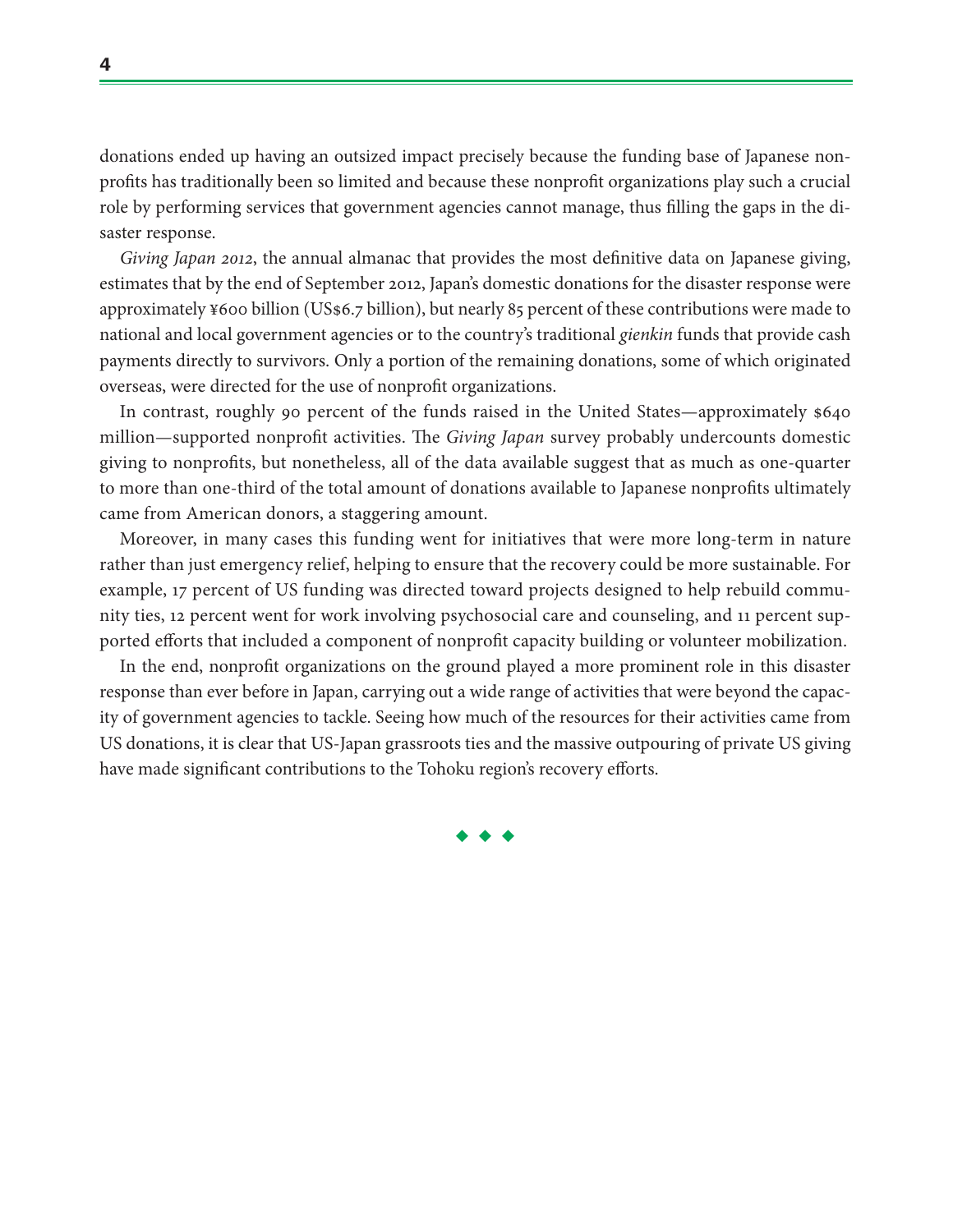donations ended up having an outsized impact precisely because the funding base of Japanese nonprofits has traditionally been so limited and because these nonprofit organizations play such a crucial role by performing services that government agencies cannot manage, thus filling the gaps in the disaster response.

*Giving Japan 2012*, the annual almanac that provides the most definitive data on Japanese giving, estimates that by the end of September 2012, Japan's domestic donations for the disaster response were approximately ¥600 billion (US$6.7 billion), but nearly 85 percent of these contributions were made to national and local government agencies or to the country's traditional *gienkin* funds that provide cash payments directly to survivors. Only a portion of the remaining donations, some of which originated overseas, were directed for the use of nonprofit organizations.

In contrast, roughly 90 percent of the funds raised in the United States—approximately $640 million—supported nonprofit activities. The *Giving Japan* survey probably undercounts domestic giving to nonprofits, but nonetheless, all of the data available suggest that as much as one-quarter to more than one-third of the total amount of donations available to Japanese nonprofits ultimately came from American donors, a staggering amount.

Moreover, in many cases this funding went for initiatives that were more long-term in nature rather than just emergency relief, helping to ensure that the recovery could be more sustainable. For example, 17 percent of US funding was directed toward projects designed to help rebuild community ties, 12 percent went for work involving psychosocial care and counseling, and 11 percent supported efforts that included a component of nonprofit capacity building or volunteer mobilization.

In the end, nonprofit organizations on the ground played a more prominent role in this disaster response than ever before in Japan, carrying out a wide range of activities that were beyond the capacity of government agencies to tackle. Seeing how much of the resources for their activities came from US donations, it is clear that US-Japan grassroots ties and the massive outpouring of private US giving have made significant contributions to the Tohoku region's recovery efforts.

◆ ◆ ◆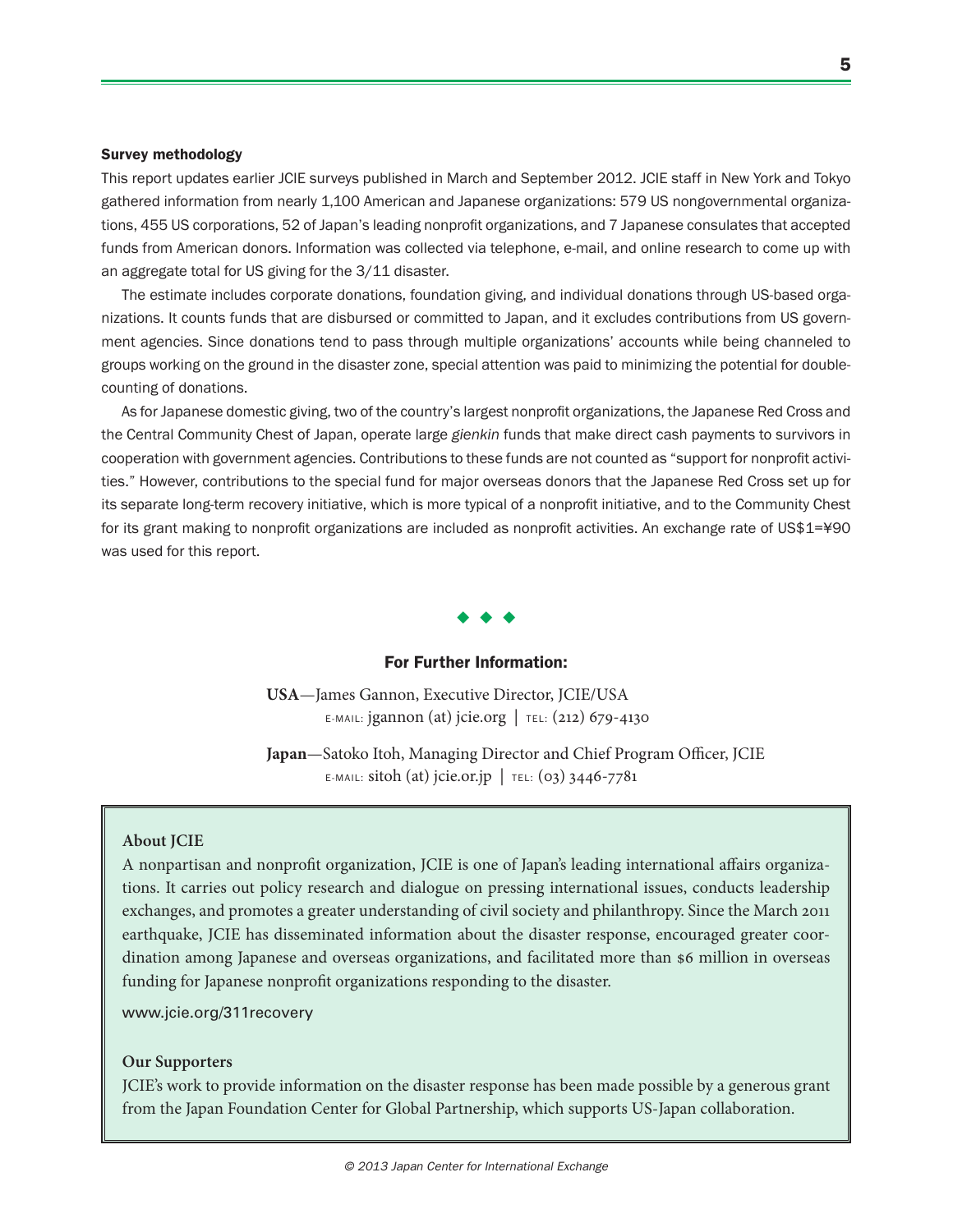### Survey methodology

This report updates earlier JCIE surveys published in March and September 2012. JCIE staff in New York and Tokyo gathered information from nearly 1,100 American and Japanese organizations: 579 US nongovernmental organizations, 455 US corporations, 52 of Japan's leading nonprofit organizations, and 7 Japanese consulates that accepted funds from American donors. Information was collected via telephone, e-mail, and online research to come up with an aggregate total for US giving for the 3/11 disaster.

The estimate includes corporate donations, foundation giving, and individual donations through US-based organizations. It counts funds that are disbursed or committed to Japan, and it excludes contributions from US government agencies. Since donations tend to pass through multiple organizations' accounts while being channeled to groups working on the ground in the disaster zone, special attention was paid to minimizing the potential for double-counting of donations.

As for Japanese domestic giving, two of the country's largest nonprofit organizations, the Japanese Red Cross and the Central Community Chest of Japan, operate large *gienkin* funds that make direct cash payments to survivors in cooperation with government agencies. Contributions to these funds are not counted as "support for nonprofit activities." However, contributions to the special fund for major overseas donors that the Japanese Red Cross set up for its separate long-term recovery initiative, which is more typical of a nonprofit initiative, and to the Community Chest for its grant making to nonprofit organizations are included as nonprofit activities. An exchange rate of US$1=¥90 was used for this report.

◆ ◆ ◆

### For Further Information:

**USA**—James Gannon, Executive Director, JCIE/USA
E-MAIL: jgannon (at) jcie.org | TEL: (212) 679-4130

**Japan**—Satoko Itoh, Managing Director and Chief Program Officer, JCIE
E-MAIL: sitoh (at) jcie.or.jp | TEL: (03) 3446-7781

**About JCIE**

A nonpartisan and nonprofit organization, JCIE is one of Japan's leading international affairs organizations. It carries out policy research and dialogue on pressing international issues, conducts leadership exchanges, and promotes a greater understanding of civil society and philanthropy. Since the March 2011 earthquake, JCIE has disseminated information about the disaster response, encouraged greater coordination among Japanese and overseas organizations, and facilitated more than $6 million in overseas funding for Japanese nonprofit organizations responding to the disaster.

www.jcie.org/311recovery

**Our Supporters**

JCIE's work to provide information on the disaster response has been made possible by a generous grant from the Japan Foundation Center for Global Partnership, which supports US-Japan collaboration.

*© 2013 Japan Center for International Exchange*